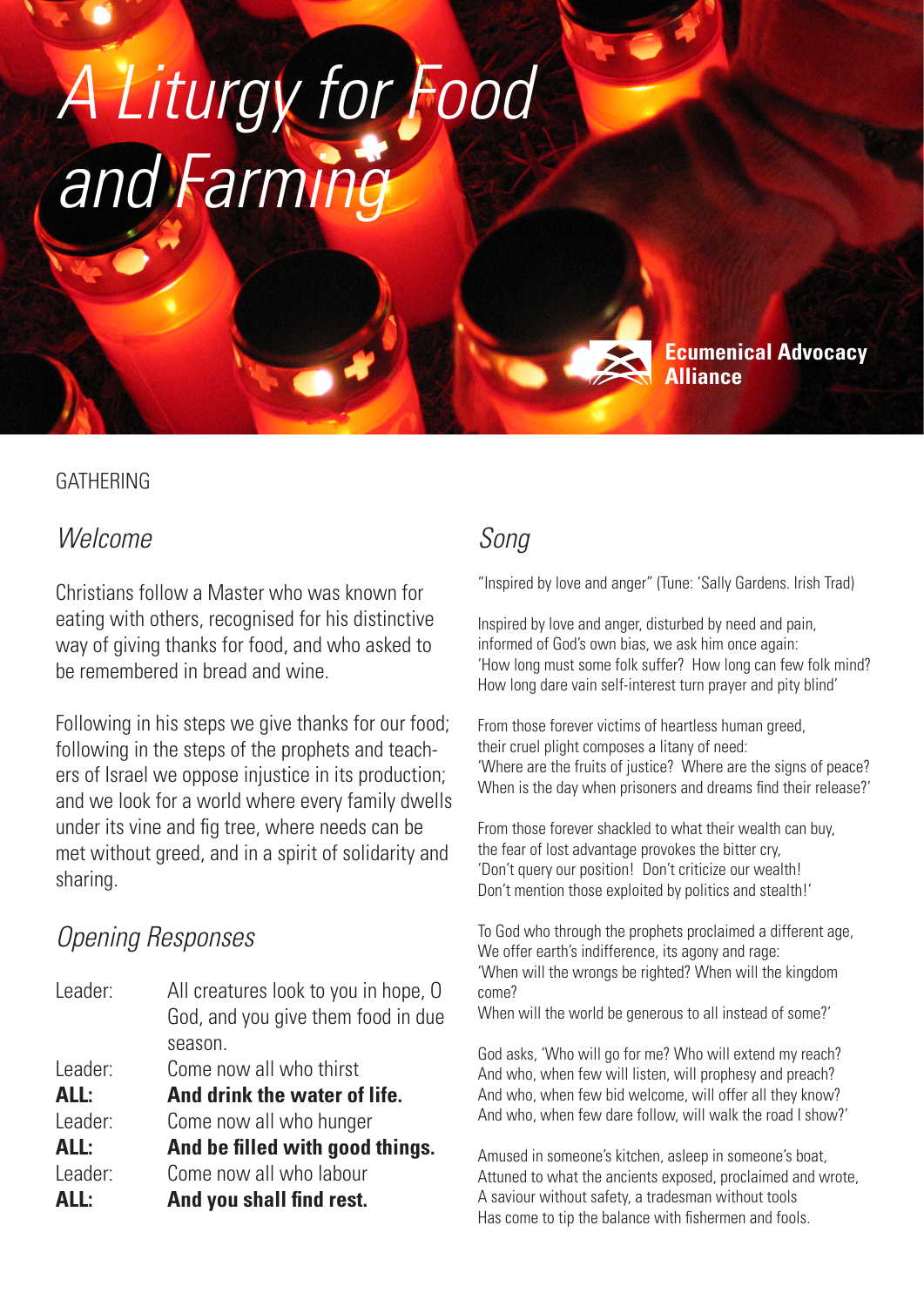# A Liturgy for Food and Farming

Ecumenical Advocacy Alliance

GATHERING

## Welcome

Christians follow a Master who was known for eating with others, recognised for his distinctive way of giving thanks for food, and who asked to be remembered in bread and wine.

Following in his steps we give thanks for our food; following in the steps of the prophets and teachers of Israel we oppose injustice in its production; and we look for a world where every family dwells under its vine and fig tree, where needs can be met without greed, and in a spirit of solidarity and sharing.

## Opening Responses

| | |
|---|---|
| Leader: | All creatures look to you in hope, O God, and you give them food in due season. |
| Leader: | Come now all who thirst |
| **ALL:** | **And drink the water of life.** |
| Leader: | Come now all who hunger |
| **ALL:** | **And be filled with good things.** |
| Leader: | Come now all who labour |
| **ALL:** | **And you shall find rest.** |

## Song

"Inspired by love and anger" (Tune: 'Sally Gardens. Irish Trad)

Inspired by love and anger, disturbed by need and pain,
informed of God's own bias, we ask him once again:
'How long must some folk suffer? How long can few folk mind?
How long dare vain self-interest turn prayer and pity blind'

From those forever victims of heartless human greed,
their cruel plight composes a litany of need:
'Where are the fruits of justice? Where are the signs of peace?
When is the day when prisoners and dreams find their release?'

From those forever shackled to what their wealth can buy,
the fear of lost advantage provokes the bitter cry,
'Don't query our position! Don't criticize our wealth!
Don't mention those exploited by politics and stealth!'

To God who through the prophets proclaimed a different age,
We offer earth's indifference, its agony and rage:
'When will the wrongs be righted? When will the kingdom come?
When will the world be generous to all instead of some?'

God asks, 'Who will go for me? Who will extend my reach?
And who, when few will listen, will prophesy and preach?
And who, when few bid welcome, will offer all they know?
And who, when few dare follow, will walk the road I show?'

Amused in someone's kitchen, asleep in someone's boat,
Attuned to what the ancients exposed, proclaimed and wrote,
A saviour without safety, a tradesman without tools
Has come to tip the balance with fishermen and fools.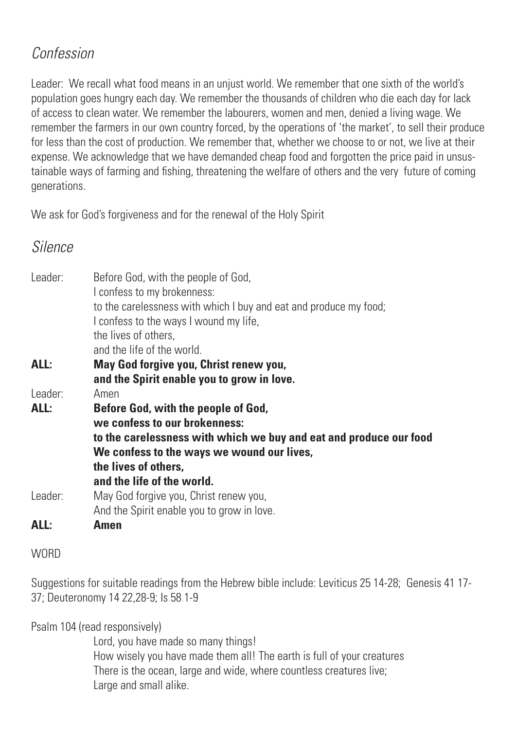## *Confession*

Leader: We recall what food means in an unjust world. We remember that one sixth of the world's population goes hungry each day. We remember the thousands of children who die each day for lack of access to clean water. We remember the labourers, women and men, denied a living wage. We remember the farmers in our own country forced, by the operations of 'the market', to sell their produce for less than the cost of production. We remember that, whether we choose to or not, we live at their expense. We acknowledge that we have demanded cheap food and forgotten the price paid in unsustainable ways of farming and fishing, threatening the welfare of others and the very future of coming generations.

We ask for God's forgiveness and for the renewal of the Holy Spirit

## *Silence*

Leader: Before God, with the people of God,
I confess to my brokenness:
to the carelessness with which I buy and eat and produce my food;
I confess to the ways I wound my life,
the lives of others,
and the life of the world.

**ALL: May God forgive you, Christ renew you,**
**and the Spirit enable you to grow in love.**

Leader: Amen

**ALL: Before God, with the people of God,**
**we confess to our brokenness:**
**to the carelessness with which we buy and eat and produce our food**
**We confess to the ways we wound our lives,**
**the lives of others,**
**and the life of the world.**

Leader: May God forgive you, Christ renew you,
And the Spirit enable you to grow in love.

**ALL: Amen**

WORD

Suggestions for suitable readings from the Hebrew bible include: Leviticus 25 14-28; Genesis 41 17-37; Deuteronomy 14 22,28-9; Is 58 1-9

Psalm 104 (read responsively)

Lord, you have made so many things!
How wisely you have made them all! The earth is full of your creatures
There is the ocean, large and wide, where countless creatures live;
Large and small alike.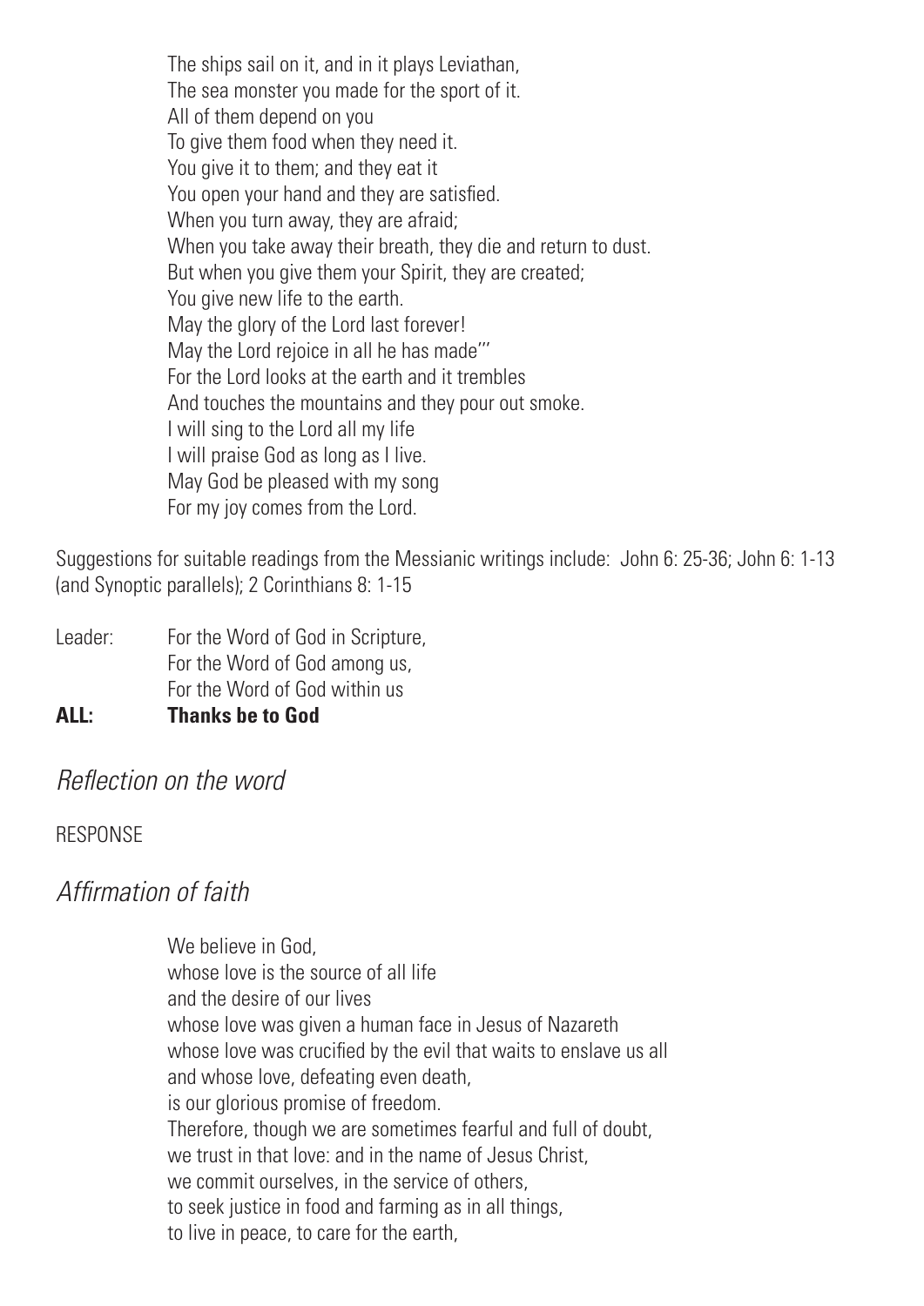The ships sail on it, and in it plays Leviathan,
The sea monster you made for the sport of it.
All of them depend on you
To give them food when they need it.
You give it to them; and they eat it
You open your hand and they are satisfied.
When you turn away, they are afraid;
When you take away their breath, they die and return to dust.
But when you give them your Spirit, they are created;
You give new life to the earth.
May the glory of the Lord last forever!
May the Lord rejoice in all he has made'"
For the Lord looks at the earth and it trembles
And touches the mountains and they pour out smoke.
I will sing to the Lord all my life
I will praise God as long as I live.
May God be pleased with my song
For my joy comes from the Lord.

Suggestions for suitable readings from the Messianic writings include: John 6: 25-36; John 6: 1-13 (and Synoptic parallels); 2 Corinthians 8: 1-15

Leader: For the Word of God in Scripture,
For the Word of God among us,
For the Word of God within us
**ALL: Thanks be to God**

## *Reflection on the word*

RESPONSE

## *Affirmation of faith*

We believe in God,
whose love is the source of all life
and the desire of our lives
whose love was given a human face in Jesus of Nazareth
whose love was crucified by the evil that waits to enslave us all
and whose love, defeating even death,
is our glorious promise of freedom.
Therefore, though we are sometimes fearful and full of doubt,
we trust in that love: and in the name of Jesus Christ,
we commit ourselves, in the service of others,
to seek justice in food and farming as in all things,
to live in peace, to care for the earth,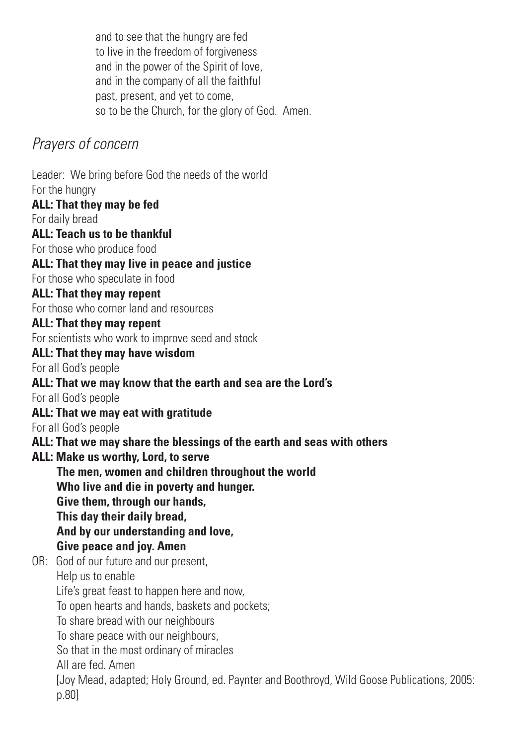and to see that the hungry are fed
to live in the freedom of forgiveness
and in the power of the Spirit of love,
and in the company of all the faithful
past, present, and yet to come,
so to be the Church, for the glory of God. Amen.

## *Prayers of concern*

Leader: We bring before God the needs of the world
For the hungry
**ALL: That they may be fed**
For daily bread
**ALL: Teach us to be thankful**
For those who produce food
**ALL: That they may live in peace and justice**
For those who speculate in food
**ALL: That they may repent**
For those who corner land and resources
**ALL: That they may repent**
For scientists who work to improve seed and stock
**ALL: That they may have wisdom**
For all God's people
**ALL: That we may know that the earth and sea are the Lord's**
For all God's people
**ALL: That we may eat with gratitude**
For all God's people
**ALL: That we may share the blessings of the earth and seas with others**
**ALL: Make us worthy, Lord, to serve**
**The men, women and children throughout the world**
**Who live and die in poverty and hunger.**
**Give them, through our hands,**
**This day their daily bread,**
**And by our understanding and love,**
**Give peace and joy. Amen**

OR: God of our future and our present,
Help us to enable
Life's great feast to happen here and now,
To open hearts and hands, baskets and pockets;
To share bread with our neighbours
To share peace with our neighbours,
So that in the most ordinary of miracles
All are fed. Amen
[Joy Mead, adapted; Holy Ground, ed. Paynter and Boothroyd, Wild Goose Publications, 2005: p.80]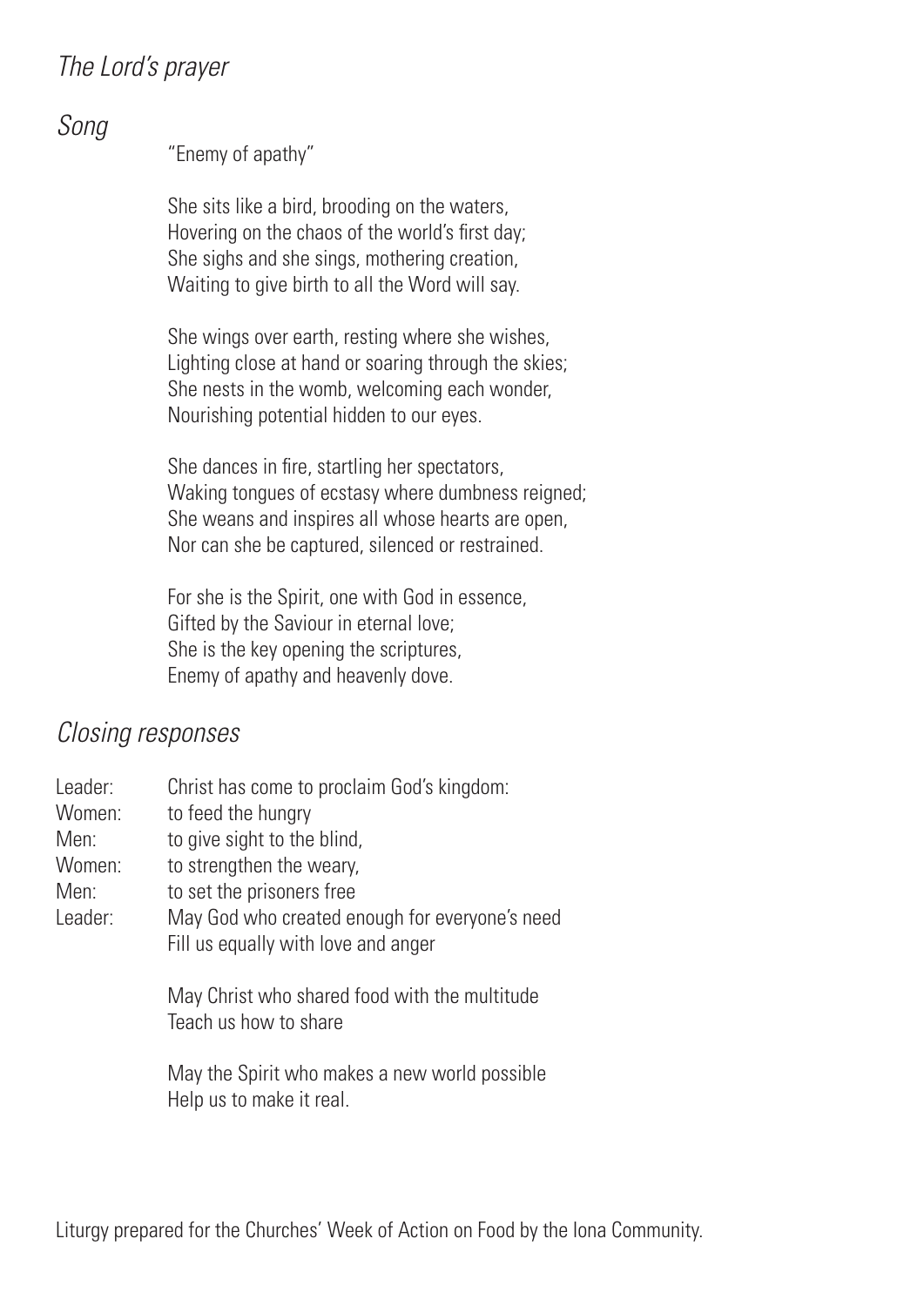## *The Lord's prayer*

## *Song*

"Enemy of apathy"

She sits like a bird, brooding on the waters,
Hovering on the chaos of the world's first day;
She sighs and she sings, mothering creation,
Waiting to give birth to all the Word will say.

She wings over earth, resting where she wishes,
Lighting close at hand or soaring through the skies;
She nests in the womb, welcoming each wonder,
Nourishing potential hidden to our eyes.

She dances in fire, startling her spectators,
Waking tongues of ecstasy where dumbness reigned;
She weans and inspires all whose hearts are open,
Nor can she be captured, silenced or restrained.

For she is the Spirit, one with God in essence,
Gifted by the Saviour in eternal love;
She is the key opening the scriptures,
Enemy of apathy and heavenly dove.

## *Closing responses*

Leader: Christ has come to proclaim God's kingdom:
Women: to feed the hungry
Men: to give sight to the blind,
Women: to strengthen the weary,
Men: to set the prisoners free
Leader: May God who created enough for everyone's need
Fill us equally with love and anger

May Christ who shared food with the multitude
Teach us how to share

May the Spirit who makes a new world possible
Help us to make it real.

Liturgy prepared for the Churches' Week of Action on Food by the Iona Community.